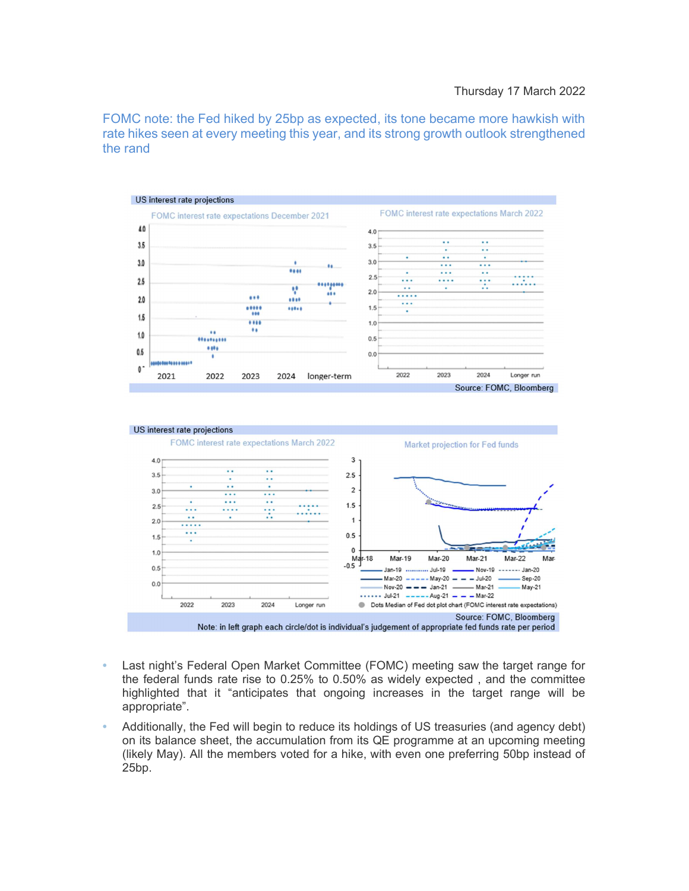Thursday 17 March 2022

## FOMC note: the Fed hiked by 25bp as expected, its tone became more hawkish with rate hikes seen at every meeting this year, and its strong growth outlook strengthened the rand

US interest rate projections

FOMC interest rate expectations December 2021 | FOMC interest rate expectations March 2022

Source: FOMC, Bloomberg

US interest rate projections

FOMC interest rate expectations March 2022 | Market projection for Fed funds

Source: FOMC, Bloomberg

Note: in left graph each circle/dot is individual's judgement of appropriate fed funds rate per period

- Last night's Federal Open Market Committee (FOMC) meeting saw the target range for the federal funds rate rise to 0.25% to 0.50% as widely expected , and the committee highlighted that it "anticipates that ongoing increases in the target range will be appropriate".
- Additionally, the Fed will begin to reduce its holdings of US treasuries (and agency debt) on its balance sheet, the accumulation from its QE programme at an upcoming meeting (likely May). All the members voted for a hike, with even one preferring 50bp instead of 25bp.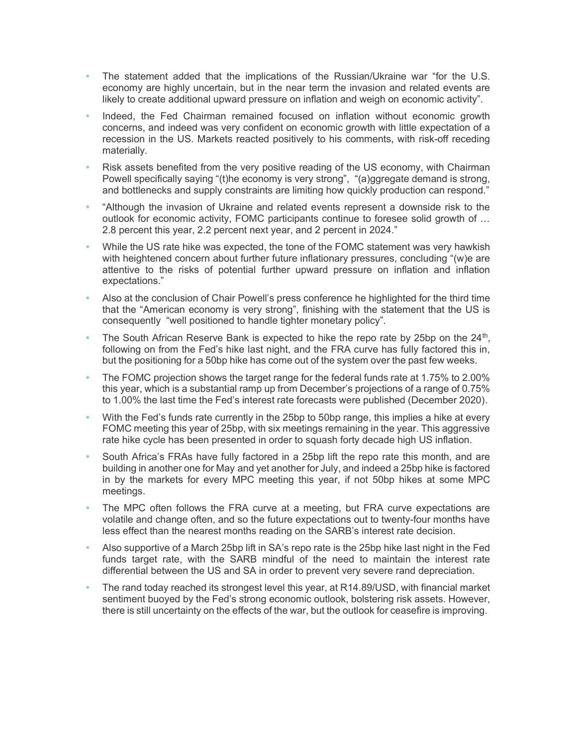- The statement added that the implications of the Russian/Ukraine war "for the U.S. economy are highly uncertain, but in the near term the invasion and related events are likely to create additional upward pressure on inflation and weigh on economic activity".
- Indeed, the Fed Chairman remained focused on inflation without economic growth concerns, and indeed was very confident on economic growth with little expectation of a recession in the US. Markets reacted positively to his comments, with risk-off receding materially.
- Risk assets benefited from the very positive reading of the US economy, with Chairman Powell specifically saying "(t)he economy is very strong", "(a)ggregate demand is strong, and bottlenecks and supply constraints are limiting how quickly production can respond."
- "Although the invasion of Ukraine and related events represent a downside risk to the outlook for economic activity, FOMC participants continue to foresee solid growth of … 2.8 percent this year, 2.2 percent next year, and 2 percent in 2024."
- While the US rate hike was expected, the tone of the FOMC statement was very hawkish with heightened concern about further future inflationary pressures, concluding "(w)e are attentive to the risks of potential further upward pressure on inflation and inflation expectations."
- Also at the conclusion of Chair Powell's press conference he highlighted for the third time that the "American economy is very strong", finishing with the statement that the US is consequently "well positioned to handle tighter monetary policy".
- The South African Reserve Bank is expected to hike the repo rate by 25bp on the 24th, following on from the Fed's hike last night, and the FRA curve has fully factored this in, but the positioning for a 50bp hike has come out of the system over the past few weeks.
- The FOMC projection shows the target range for the federal funds rate at 1.75% to 2.00% this year, which is a substantial ramp up from December's projections of a range of 0.75% to 1.00% the last time the Fed's interest rate forecasts were published (December 2020).
- With the Fed's funds rate currently in the 25bp to 50bp range, this implies a hike at every FOMC meeting this year of 25bp, with six meetings remaining in the year. This aggressive rate hike cycle has been presented in order to squash forty decade high US inflation.
- South Africa's FRAs have fully factored in a 25bp lift the repo rate this month, and are building in another one for May and yet another for July, and indeed a 25bp hike is factored in by the markets for every MPC meeting this year, if not 50bp hikes at some MPC meetings.
- The MPC often follows the FRA curve at a meeting, but FRA curve expectations are volatile and change often, and so the future expectations out to twenty-four months have less effect than the nearest months reading on the SARB's interest rate decision.
- Also supportive of a March 25bp lift in SA's repo rate is the 25bp hike last night in the Fed funds target rate, with the SARB mindful of the need to maintain the interest rate differential between the US and SA in order to prevent very severe rand depreciation.
- The rand today reached its strongest level this year, at R14.89/USD, with financial market sentiment buoyed by the Fed's strong economic outlook, bolstering risk assets. However, there is still uncertainty on the effects of the war, but the outlook for ceasefire is improving.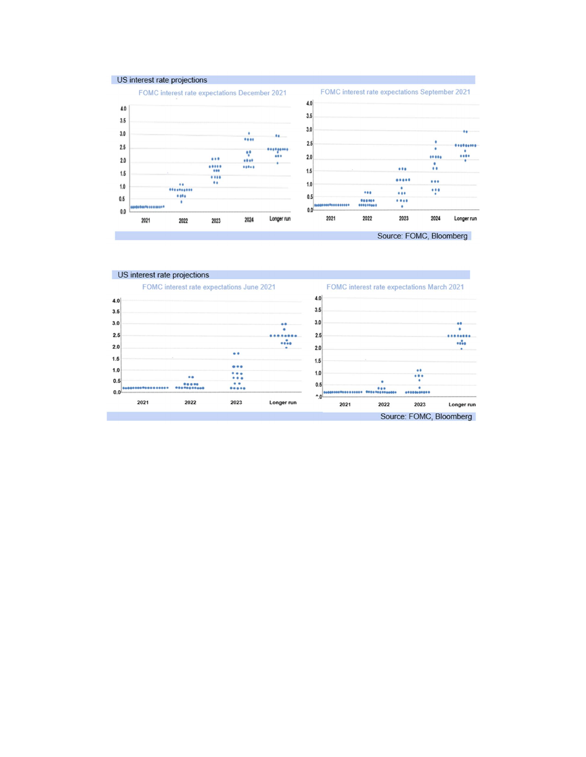US interest rate projections

FOMC interest rate expectations December 2021

4.0
3.5
3.0
2.5
2.0
1.5
1.0
0.5
0.0

2021
2022
2023
2024
Longer run

FOMC interest rate expectations September 2021

4.0
3.5
3.0
2.5
2.0
1.5
1.0
0.5
0.0

2021
2022
2023
2024
Longer run

Source: FOMC, Bloomberg

US interest rate projections

FOMC interest rate expectations June 2021

4.0
3.5
3.0
2.5
2.0
1.5
1.0
0.5
0.0

2021
2022
2023
Longer run

FOMC interest rate expectations March 2021

4.0
3.5
3.0
2.5
2.0
1.5
1.0
0.5
0.0

2021
2022
2023
Longer run

Source: FOMC, Bloomberg